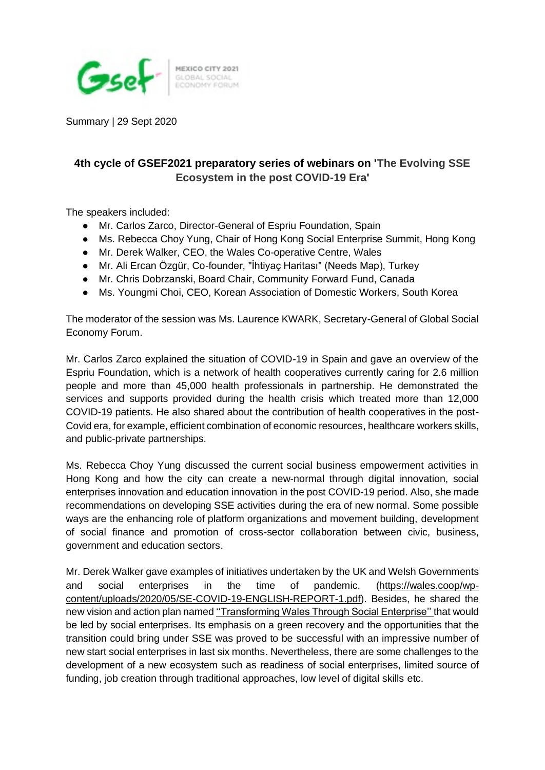Summary | 29 Sept 2020

## 4th cycle of GSEF2021 preparatory series of webinars on 'The Evolving SSE Ecosystem in the post COVID-19 Era'

The speakers included:

- Mr. Carlos Zarco, Director-General of Espriu Foundation, Spain
- Ms. Rebecca Choy Yung, Chair of Hong Kong Social Enterprise Summit, Hong Kong
- Mr. Derek Walker, CEO, the Wales Co-operative Centre, Wales
- Mr. Ali Ercan Özgür, Co-founder, "İhtiyaç Haritası" (Needs Map), Turkey
- Mr. Chris Dobrzanski, Board Chair, Community Forward Fund, Canada
- Ms. Youngmi Choi, CEO, Korean Association of Domestic Workers, South Korea

The moderator of the session was Ms. Laurence KWARK, Secretary-General of Global Social Economy Forum.

Mr. Carlos Zarco explained the situation of COVID-19 in Spain and gave an overview of the Espriu Foundation, which is a network of health cooperatives currently caring for 2.6 million people and more than 45,000 health professionals in partnership. He demonstrated the services and supports provided during the health crisis which treated more than 12,000 COVID-19 patients. He also shared about the contribution of health cooperatives in the post-Covid era, for example, efficient combination of economic resources, healthcare workers skills, and public-private partnerships.

Ms. Rebecca Choy Yung discussed the current social business empowerment activities in Hong Kong and how the city can create a new-normal through digital innovation, social enterprises innovation and education innovation in the post COVID-19 period. Also, she made recommendations on developing SSE activities during the era of new normal. Some possible ways are the enhancing role of platform organizations and movement building, development of social finance and promotion of cross-sector collaboration between civic, business, government and education sectors.

Mr. Derek Walker gave examples of initiatives undertaken by the UK and Welsh Governments and social enterprises in the time of pandemic. (https://wales.coop/wp-content/uploads/2020/05/SE-COVID-19-ENGLISH-REPORT-1.pdf). Besides, he shared the new vision and action plan named ''Transforming Wales Through Social Enterprise'' that would be led by social enterprises. Its emphasis on a green recovery and the opportunities that the transition could bring under SSE was proved to be successful with an impressive number of new start social enterprises in last six months. Nevertheless, there are some challenges to the development of a new ecosystem such as readiness of social enterprises, limited source of funding, job creation through traditional approaches, low level of digital skills etc.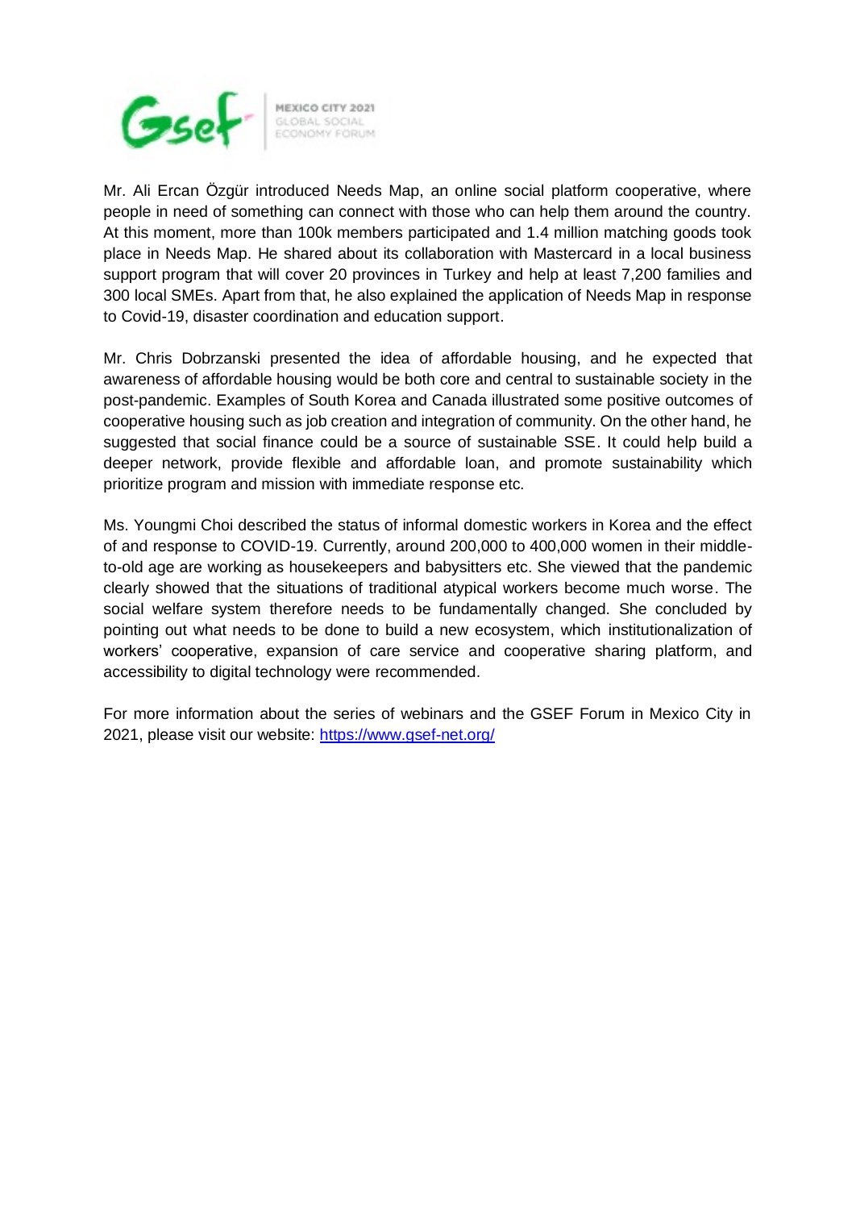Mr. Ali Ercan Özgür introduced Needs Map, an online social platform cooperative, where people in need of something can connect with those who can help them around the country. At this moment, more than 100k members participated and 1.4 million matching goods took place in Needs Map. He shared about its collaboration with Mastercard in a local business support program that will cover 20 provinces in Turkey and help at least 7,200 families and 300 local SMEs. Apart from that, he also explained the application of Needs Map in response to Covid-19, disaster coordination and education support.

Mr. Chris Dobrzanski presented the idea of affordable housing, and he expected that awareness of affordable housing would be both core and central to sustainable society in the post-pandemic. Examples of South Korea and Canada illustrated some positive outcomes of cooperative housing such as job creation and integration of community. On the other hand, he suggested that social finance could be a source of sustainable SSE. It could help build a deeper network, provide flexible and affordable loan, and promote sustainability which prioritize program and mission with immediate response etc.

Ms. Youngmi Choi described the status of informal domestic workers in Korea and the effect of and response to COVID-19. Currently, around 200,000 to 400,000 women in their middle-to-old age are working as housekeepers and babysitters etc. She viewed that the pandemic clearly showed that the situations of traditional atypical workers become much worse. The social welfare system therefore needs to be fundamentally changed. She concluded by pointing out what needs to be done to build a new ecosystem, which institutionalization of workers' cooperative, expansion of care service and cooperative sharing platform, and accessibility to digital technology were recommended.

For more information about the series of webinars and the GSEF Forum in Mexico City in 2021, please visit our website: [https://www.gsef-net.org/](https://www.gsef-net.org/)